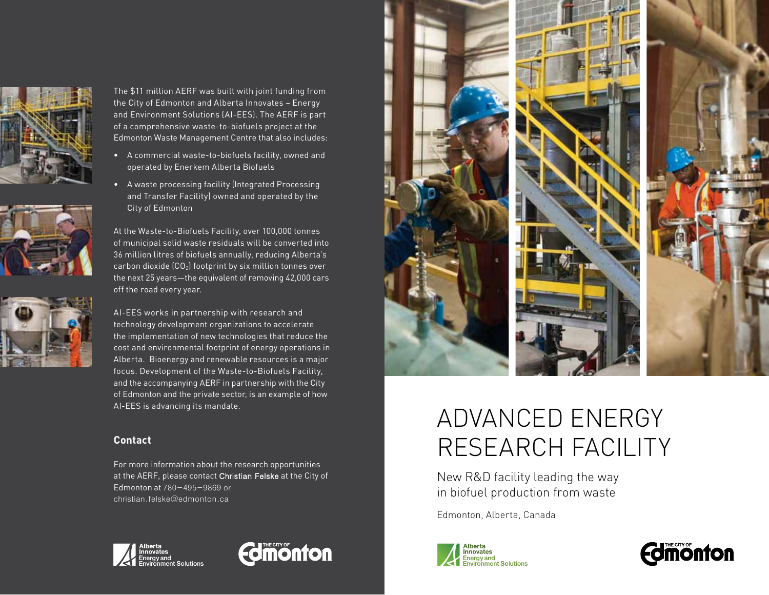The $11 million AERF was built with joint funding from the City of Edmonton and Alberta Innovates – Energy and Environment Solutions (AI-EES). The AERF is part of a comprehensive waste-to-biofuels project at the Edmonton Waste Management Centre that also includes:

- A commercial waste-to-biofuels facility, owned and operated by Enerkem Alberta Biofuels
- A waste processing facility (Integrated Processing and Transfer Facility) owned and operated by the City of Edmonton

At the Waste-to-Biofuels Facility, over 100,000 tonnes of municipal solid waste residuals will be converted into 36 million litres of biofuels annually, reducing Alberta's carbon dioxide ($CO_2$) footprint by six million tonnes over the next 25 years—the equivalent of removing 42,000 cars off the road every year.

AI-EES works in partnership with research and technology development organizations to accelerate the implementation of new technologies that reduce the cost and environmental footprint of energy operations in Alberta. Bioenergy and renewable resources is a major focus. Development of the Waste-to-Biofuels Facility, and the accompanying AERF in partnership with the City of Edmonton and the private sector, is an example of how AI-EES is advancing its mandate.

## Contact

For more information about the research opportunities at the AERF, please contact Christian Felske at the City of Edmonton at 780—495—9869 or christian.felske@edmonton.ca

Alberta Innovates Energy and Environment Solutions

THE CITY OF Edmonton

# ADVANCED ENERGY RESEARCH FACILITY

New R&D facility leading the way in biofuel production from waste

Edmonton, Alberta, Canada

Alberta Innovates Energy and Environment Solutions

THE CITY OF Edmonton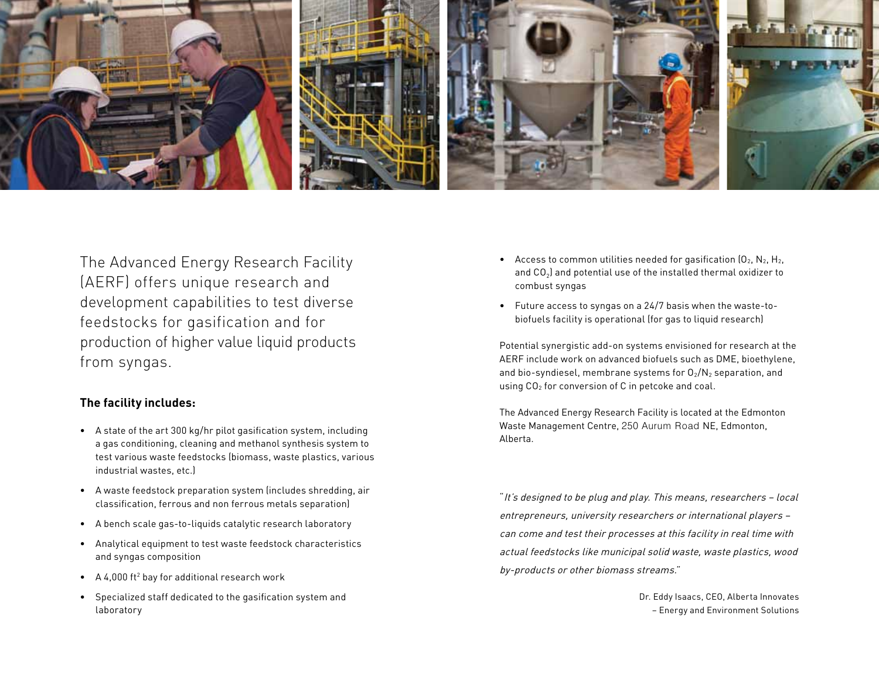The Advanced Energy Research Facility (AERF) offers unique research and development capabilities to test diverse feedstocks for gasification and for production of higher value liquid products from syngas.

**The facility includes:**

- A state of the art 300 kg/hr pilot gasification system, including a gas conditioning, cleaning and methanol synthesis system to test various waste feedstocks (biomass, waste plastics, various industrial wastes, etc.)
- A waste feedstock preparation system (includes shredding, air classification, ferrous and non ferrous metals separation)
- A bench scale gas-to-liquids catalytic research laboratory
- Analytical equipment to test waste feedstock characteristics and syngas composition
- A 4,000 ft$^2$ bay for additional research work
- Specialized staff dedicated to the gasification system and laboratory
- Access to common utilities needed for gasification ($O_2$, $N_2$, $H_2$, and $CO_2$) and potential use of the installed thermal oxidizer to combust syngas
- Future access to syngas on a 24/7 basis when the waste-to-biofuels facility is operational (for gas to liquid research)

Potential synergistic add-on systems envisioned for research at the AERF include work on advanced biofuels such as DME, bioethylene, and bio-syndiesel, membrane systems for $O_2$/$N_2$ separation, and using $CO_2$ for conversion of C in petcoke and coal.

The Advanced Energy Research Facility is located at the Edmonton Waste Management Centre, 250 Aurum Road NE, Edmonton, Alberta.

"*It's designed to be plug and play. This means, researchers – local entrepreneurs, university researchers or international players – can come and test their processes at this facility in real time with actual feedstocks like municipal solid waste, waste plastics, wood by-products or other biomass streams.*"

Dr. Eddy Isaacs, CEO, Alberta Innovates – Energy and Environment Solutions